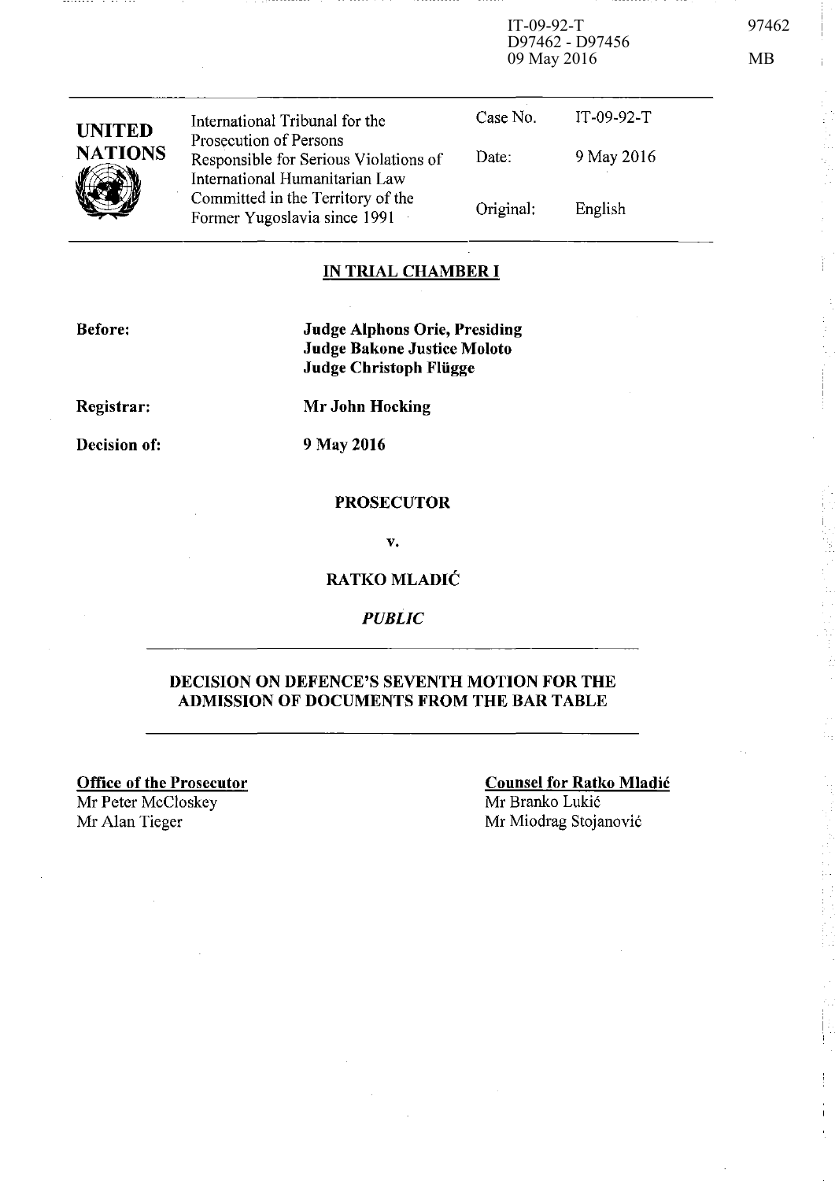IT-09-92-T
D97462 - D97456
09 May 2016

97462

MB

| | | | |
|---|---|---|---|
| **UNITED NATIONS** | International Tribunal for the Prosecution of Persons Responsible for Serious Violations of International Humanitarian Law Committed in the Territory of the Former Yugoslavia since 1991 | Case No. | IT-09-92-T |
| | | Date: | 9 May 2016 |
| | | Original: | English |

## IN TRIAL CHAMBER I

**Before:** **Judge Alphons Orie, Presiding**
**Judge Bakone Justice Moloto**
**Judge Christoph Flügge**

**Registrar:** **Mr John Hocking**

**Decision of:** **9 May 2016**

**PROSECUTOR**

**v.**

**RATKO MLADIĆ**

***PUBLIC***

## DECISION ON DEFENCE'S SEVENTH MOTION FOR THE ADMISSION OF DOCUMENTS FROM THE BAR TABLE

**Office of the Prosecutor**
Mr Peter McCloskey
Mr Alan Tieger

**Counsel for Ratko Mladić**
Mr Branko Lukić
Mr Miodrag Stojanović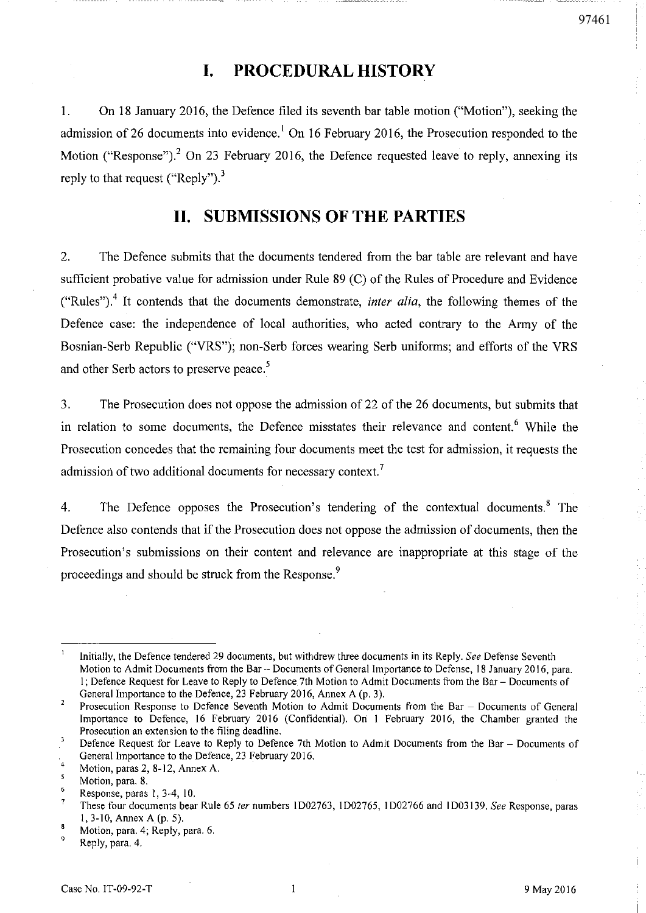# I. PROCEDURAL HISTORY

1. On 18 January 2016, the Defence filed its seventh bar table motion ("Motion"), seeking the admission of 26 documents into evidence.[1] On 16 February 2016, the Prosecution responded to the Motion ("Response").[2] On 23 February 2016, the Defence requested leave to reply, annexing its reply to that request ("Reply").[3]

# II. SUBMISSIONS OF THE PARTIES

2. The Defence submits that the documents tendered from the bar table are relevant and have sufficient probative value for admission under Rule 89 (C) of the Rules of Procedure and Evidence ("Rules").[4] It contends that the documents demonstrate, *inter alia*, the following themes of the Defence case: the independence of local authorities, who acted contrary to the Army of the Bosnian-Serb Republic ("VRS"); non-Serb forces wearing Serb uniforms; and efforts of the VRS and other Serb actors to preserve peace.[5]

3. The Prosecution does not oppose the admission of 22 of the 26 documents, but submits that in relation to some documents, the Defence misstates their relevance and content.[6] While the Prosecution concedes that the remaining four documents meet the test for admission, it requests the admission of two additional documents for necessary context.[7]

4. The Defence opposes the Prosecution's tendering of the contextual documents.[8] The Defence also contends that if the Prosecution does not oppose the admission of documents, then the Prosecution's submissions on their content and relevance are inappropriate at this stage of the proceedings and should be struck from the Response.[9]

---

[1] Initially, the Defence tendered 29 documents, but withdrew three documents in its Reply. *See* Defense Seventh Motion to Admit Documents from the Bar – Documents of General Importance to Defense, 18 January 2016, para. 1; Defence Request for Leave to Reply to Defence 7th Motion to Admit Documents from the Bar – Documents of General Importance to the Defence, 23 February 2016, Annex A (p. 3).

[2] Prosecution Response to Defence Seventh Motion to Admit Documents from the Bar – Documents of General Importance to Defence, 16 February 2016 (Confidential). On 1 February 2016, the Chamber granted the Prosecution an extension to the filing deadline.

[3] Defence Request for Leave to Reply to Defence 7th Motion to Admit Documents from the Bar – Documents of General Importance to the Defence, 23 February 2016.

[4] Motion, paras 2, 8-12, Annex A.

[5] Motion, para. 8.

[6] Response, paras 1, 3-4, 10.

[7] These four documents bear Rule 65 *ter* numbers 1D02763, 1D02765, 1D02766 and 1D03139. *See* Response, paras 1, 3-10, Annex A (p. 5).

[8] Motion, para. 4; Reply, para. 6.

[9] Reply, para. 4.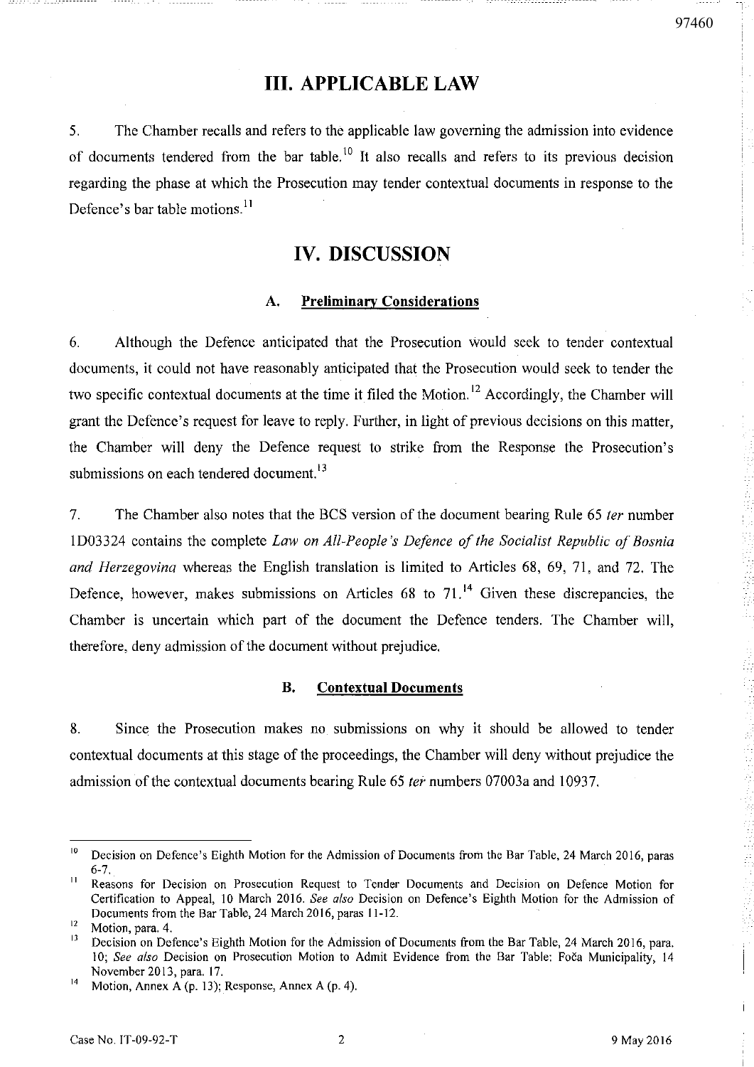# III. APPLICABLE LAW

5. The Chamber recalls and refers to the applicable law governing the admission into evidence of documents tendered from the bar table.[10] It also recalls and refers to its previous decision regarding the phase at which the Prosecution may tender contextual documents in response to the Defence's bar table motions.[11]

# IV. DISCUSSION

### A. Preliminary Considerations

6. Although the Defence anticipated that the Prosecution would seek to tender contextual documents, it could not have reasonably anticipated that the Prosecution would seek to tender the two specific contextual documents at the time it filed the Motion.[12] Accordingly, the Chamber will grant the Defence's request for leave to reply. Further, in light of previous decisions on this matter, the Chamber will deny the Defence request to strike from the Response the Prosecution's submissions on each tendered document.[13]

7. The Chamber also notes that the BCS version of the document bearing Rule 65 *ter* number 1D03324 contains the complete *Law on All-People's Defence of the Socialist Republic of Bosnia and Herzegovina* whereas the English translation is limited to Articles 68, 69, 71, and 72. The Defence, however, makes submissions on Articles 68 to 71.[14] Given these discrepancies, the Chamber is uncertain which part of the document the Defence tenders. The Chamber will, therefore, deny admission of the document without prejudice.

### B. Contextual Documents

8. Since the Prosecution makes no submissions on why it should be allowed to tender contextual documents at this stage of the proceedings, the Chamber will deny without prejudice the admission of the contextual documents bearing Rule 65 *ter* numbers 07003a and 10937.

---

[10] Decision on Defence's Eighth Motion for the Admission of Documents from the Bar Table, 24 March 2016, paras 6-7.

[11] Reasons for Decision on Prosecution Request to Tender Documents and Decision on Defence Motion for Certification to Appeal, 10 March 2016. *See also* Decision on Defence's Eighth Motion for the Admission of Documents from the Bar Table, 24 March 2016, paras 11-12.

[12] Motion, para. 4.

[13] Decision on Defence's Eighth Motion for the Admission of Documents from the Bar Table, 24 March 2016, para. 10; *See also* Decision on Prosecution Motion to Admit Evidence from the Bar Table: Foča Municipality, 14 November 2013, para. 17.

[14] Motion, Annex A (p. 13); Response, Annex A (p. 4).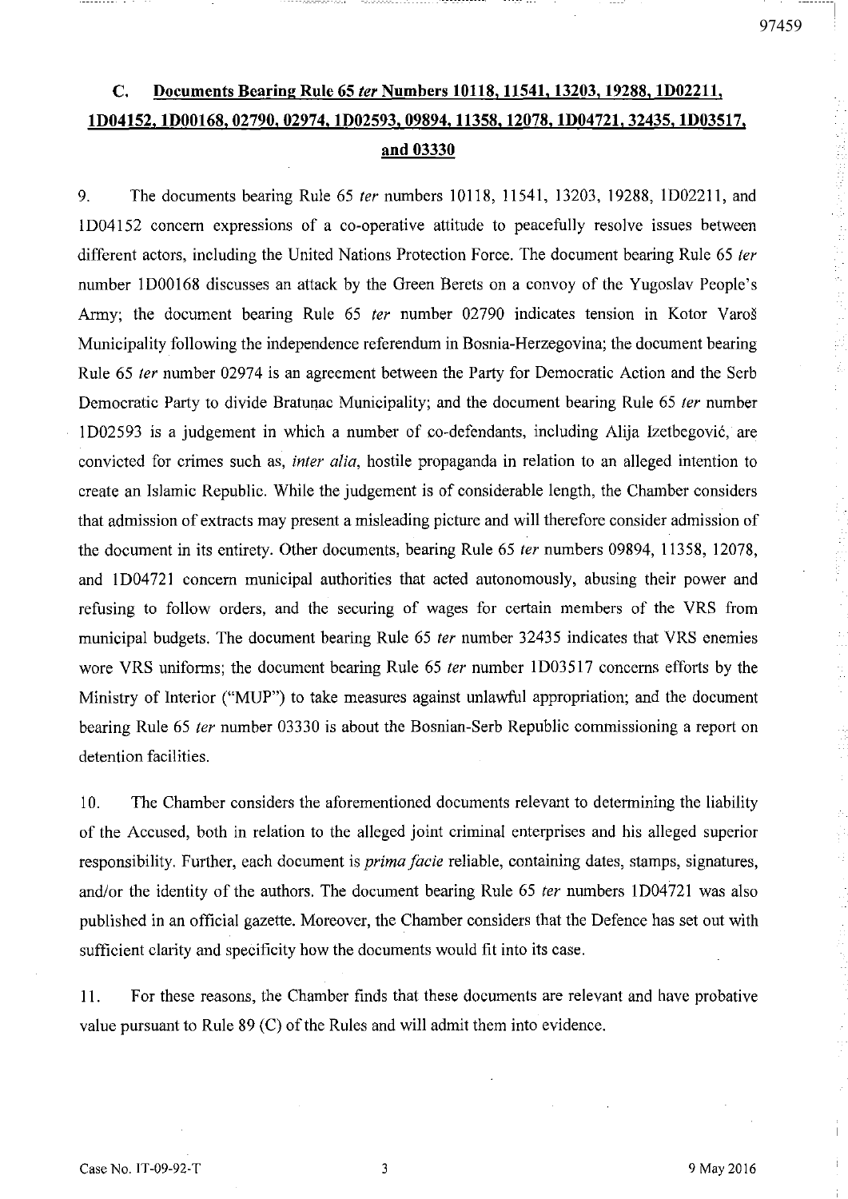## C. Documents Bearing Rule 65 *ter* Numbers 10118, 11541, 13203, 19288, 1D02211, 1D04152, 1D00168, 02790, 02974, 1D02593, 09894, 11358, 12078, 1D04721, 32435, 1D03517, and 03330

9. The documents bearing Rule 65 *ter* numbers 10118, 11541, 13203, 19288, 1D02211, and 1D04152 concern expressions of a co-operative attitude to peacefully resolve issues between different actors, including the United Nations Protection Force. The document bearing Rule 65 *ter* number 1D00168 discusses an attack by the Green Berets on a convoy of the Yugoslav People's Army; the document bearing Rule 65 *ter* number 02790 indicates tension in Kotor Varoš Municipality following the independence referendum in Bosnia-Herzegovina; the document bearing Rule 65 *ter* number 02974 is an agreement between the Party for Democratic Action and the Serb Democratic Party to divide Bratunac Municipality; and the document bearing Rule 65 *ter* number 1D02593 is a judgement in which a number of co-defendants, including Alija Izetbegović, are convicted for crimes such as, *inter alia*, hostile propaganda in relation to an alleged intention to create an Islamic Republic. While the judgement is of considerable length, the Chamber considers that admission of extracts may present a misleading picture and will therefore consider admission of the document in its entirety. Other documents, bearing Rule 65 *ter* numbers 09894, 11358, 12078, and 1D04721 concern municipal authorities that acted autonomously, abusing their power and refusing to follow orders, and the securing of wages for certain members of the VRS from municipal budgets. The document bearing Rule 65 *ter* number 32435 indicates that VRS enemies wore VRS uniforms; the document bearing Rule 65 *ter* number 1D03517 concerns efforts by the Ministry of Interior ("MUP") to take measures against unlawful appropriation; and the document bearing Rule 65 *ter* number 03330 is about the Bosnian-Serb Republic commissioning a report on detention facilities.

10. The Chamber considers the aforementioned documents relevant to determining the liability of the Accused, both in relation to the alleged joint criminal enterprises and his alleged superior responsibility. Further, each document is *prima facie* reliable, containing dates, stamps, signatures, and/or the identity of the authors. The document bearing Rule 65 *ter* numbers 1D04721 was also published in an official gazette. Moreover, the Chamber considers that the Defence has set out with sufficient clarity and specificity how the documents would fit into its case.

11. For these reasons, the Chamber finds that these documents are relevant and have probative value pursuant to Rule 89 (C) of the Rules and will admit them into evidence.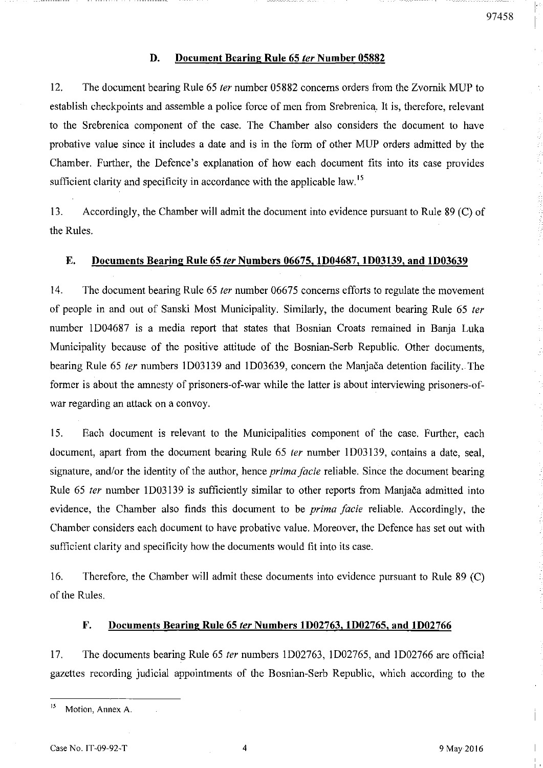### D. Document Bearing Rule 65 *ter* Number 05882

12. The document bearing Rule 65 *ter* number 05882 concerns orders from the Zvornik MUP to establish checkpoints and assemble a police force of men from Srebrenica. It is, therefore, relevant to the Srebrenica component of the case. The Chamber also considers the document to have probative value since it includes a date and is in the form of other MUP orders admitted by the Chamber. Further, the Defence's explanation of how each document fits into its case provides sufficient clarity and specificity in accordance with the applicable law.[15]

13. Accordingly, the Chamber will admit the document into evidence pursuant to Rule 89 (C) of the Rules.

### E. Documents Bearing Rule 65 *ter* Numbers 06675, 1D04687, 1D03139, and 1D03639

14. The document bearing Rule 65 *ter* number 06675 concerns efforts to regulate the movement of people in and out of Sanski Most Municipality. Similarly, the document bearing Rule 65 *ter* number 1D04687 is a media report that states that Bosnian Croats remained in Banja Luka Municipality because of the positive attitude of the Bosnian-Serb Republic. Other documents, bearing Rule 65 *ter* numbers 1D03139 and 1D03639, concern the Manjača detention facility. The former is about the amnesty of prisoners-of-war while the latter is about interviewing prisoners-of-war regarding an attack on a convoy.

15. Each document is relevant to the Municipalities component of the case. Further, each document, apart from the document bearing Rule 65 *ter* number 1D03139, contains a date, seal, signature, and/or the identity of the author, hence *prima facie* reliable. Since the document bearing Rule 65 *ter* number 1D03139 is sufficiently similar to other reports from Manjača admitted into evidence, the Chamber also finds this document to be *prima facie* reliable. Accordingly, the Chamber considers each document to have probative value. Moreover, the Defence has set out with sufficient clarity and specificity how the documents would fit into its case.

16. Therefore, the Chamber will admit these documents into evidence pursuant to Rule 89 (C) of the Rules.

### F. Documents Bearing Rule 65 *ter* Numbers 1D02763, 1D02765, and 1D02766

17. The documents bearing Rule 65 *ter* numbers 1D02763, 1D02765, and 1D02766 are official gazettes recording judicial appointments of the Bosnian-Serb Republic, which according to the

[15] Motion, Annex A.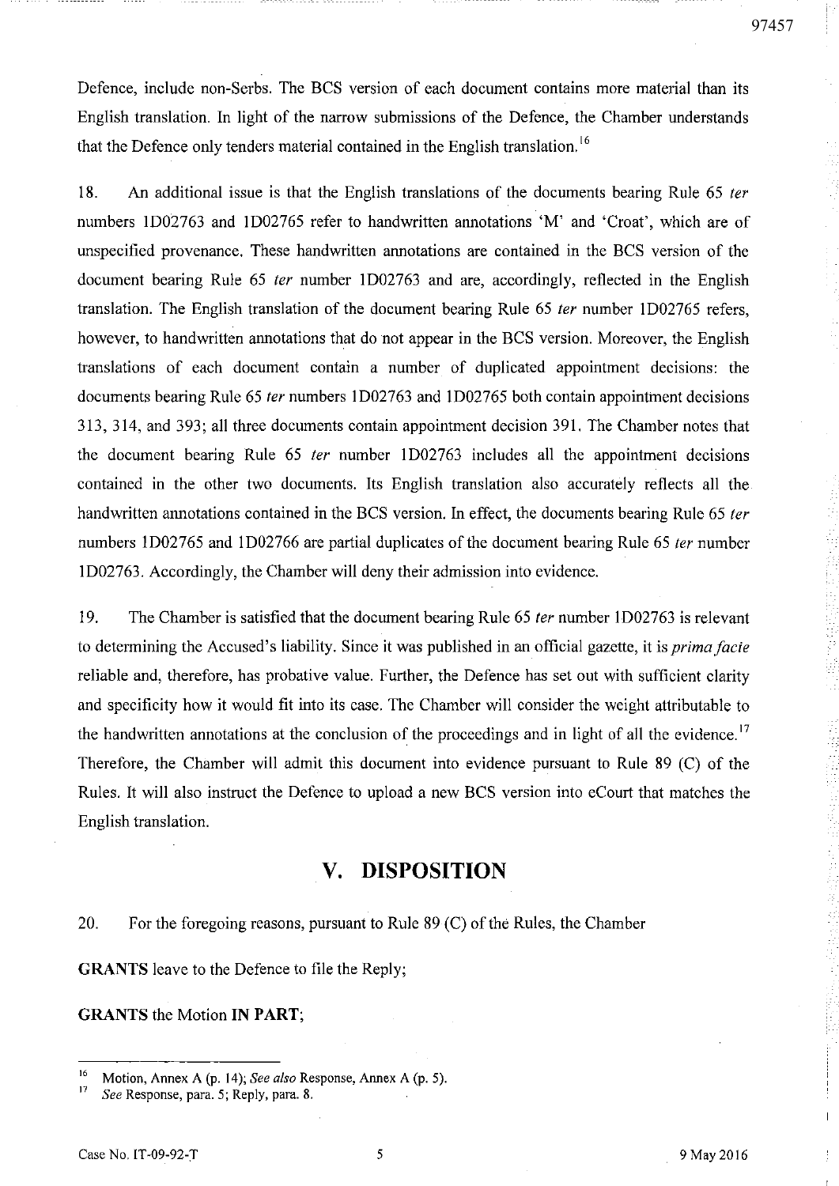Defence, include non-Serbs. The BCS version of each document contains more material than its English translation. In light of the narrow submissions of the Defence, the Chamber understands that the Defence only tenders material contained in the English translation.[16]

18. An additional issue is that the English translations of the documents bearing Rule 65 *ter* numbers 1D02763 and 1D02765 refer to handwritten annotations 'M' and 'Croat', which are of unspecified provenance. These handwritten annotations are contained in the BCS version of the document bearing Rule 65 *ter* number 1D02763 and are, accordingly, reflected in the English translation. The English translation of the document bearing Rule 65 *ter* number 1D02765 refers, however, to handwritten annotations that do not appear in the BCS version. Moreover, the English translations of each document contain a number of duplicated appointment decisions: the documents bearing Rule 65 *ter* numbers 1D02763 and 1D02765 both contain appointment decisions 313, 314, and 393; all three documents contain appointment decision 391. The Chamber notes that the document bearing Rule 65 *ter* number 1D02763 includes all the appointment decisions contained in the other two documents. Its English translation also accurately reflects all the handwritten annotations contained in the BCS version. In effect, the documents bearing Rule 65 *ter* numbers 1D02765 and 1D02766 are partial duplicates of the document bearing Rule 65 *ter* number 1D02763. Accordingly, the Chamber will deny their admission into evidence.

19. The Chamber is satisfied that the document bearing Rule 65 *ter* number 1D02763 is relevant to determining the Accused's liability. Since it was published in an official gazette, it is *prima facie* reliable and, therefore, has probative value. Further, the Defence has set out with sufficient clarity and specificity how it would fit into its case. The Chamber will consider the weight attributable to the handwritten annotations at the conclusion of the proceedings and in light of all the evidence.[17] Therefore, the Chamber will admit this document into evidence pursuant to Rule 89 (C) of the Rules. It will also instruct the Defence to upload a new BCS version into eCourt that matches the English translation.

## V. DISPOSITION

20. For the foregoing reasons, pursuant to Rule 89 (C) of the Rules, the Chamber

**GRANTS** leave to the Defence to file the Reply;

**GRANTS** the Motion **IN PART**;

---

[16] Motion, Annex A (p. 14); *See also* Response, Annex A (p. 5).

[17] *See* Response, para. 5; Reply, para. 8.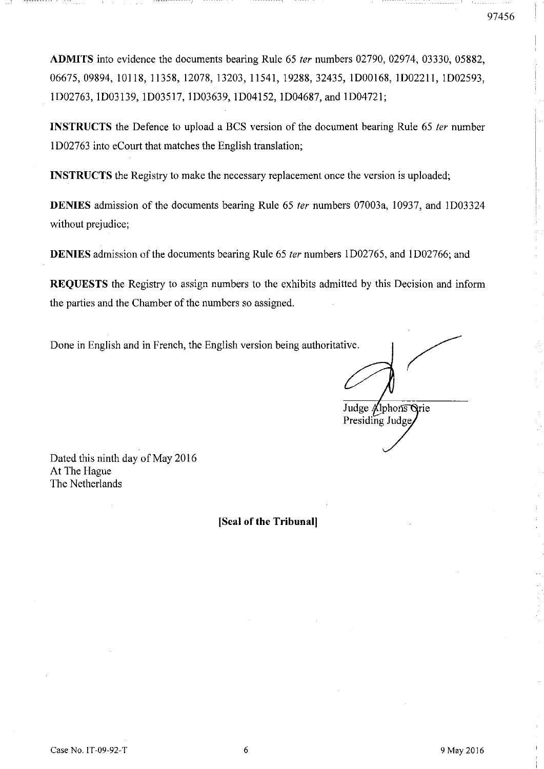**ADMITS** into evidence the documents bearing Rule 65 *ter* numbers 02790, 02974, 03330, 05882, 06675, 09894, 10118, 11358, 12078, 13203, 11541, 19288, 32435, 1D00168, 1D02211, 1D02593, 1D02763, 1D03139, 1D03517, 1D03639, 1D04152, 1D04687, and 1D04721;

**INSTRUCTS** the Defence to upload a BCS version of the document bearing Rule 65 *ter* number 1D02763 into eCourt that matches the English translation;

**INSTRUCTS** the Registry to make the necessary replacement once the version is uploaded;

**DENIES** admission of the documents bearing Rule 65 *ter* numbers 07003a, 10937, and 1D03324 without prejudice;

**DENIES** admission of the documents bearing Rule 65 *ter* numbers 1D02765, and 1D02766; and

**REQUESTS** the Registry to assign numbers to the exhibits admitted by this Decision and inform the parties and the Chamber of the numbers so assigned.

Done in English and in French, the English version being authoritative.

Judge Alphons Orie
Presiding Judge

Dated this ninth day of May 2016
At The Hague
The Netherlands

**[Seal of the Tribunal]**